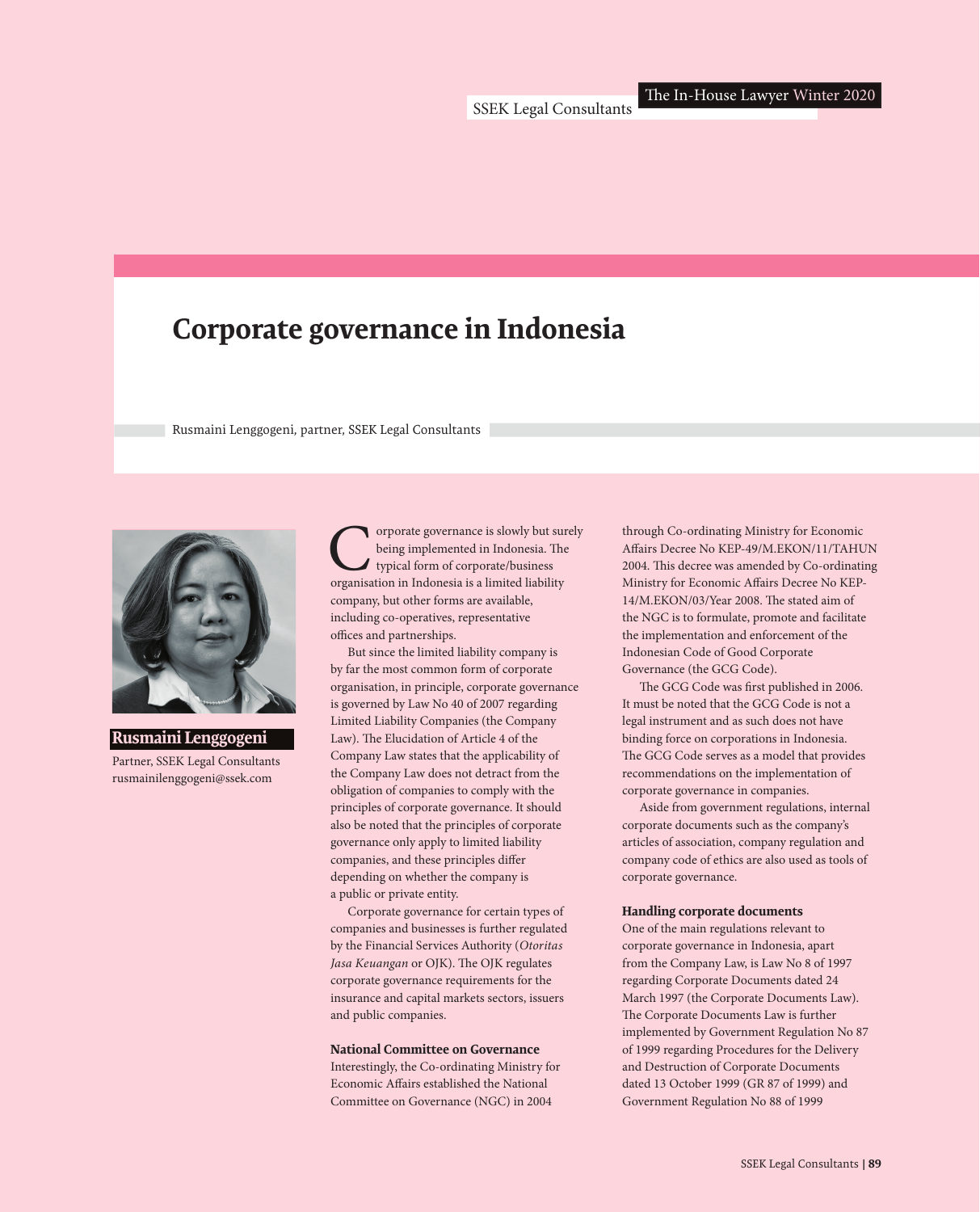# Corporate governance in Indonesia

Rusmaini Lenggogeni, partner, SSEK Legal Consultants

**Rusmaini Lenggogeni**

Partner, SSEK Legal Consultants
rusmainilenggogeni@ssek.com

Corporate governance is slowly but surely being implemented in Indonesia. The typical form of corporate/business organisation in Indonesia is a limited liability company, but other forms are available, including co-operatives, representative offices and partnerships.

But since the limited liability company is by far the most common form of corporate organisation, in principle, corporate governance is governed by Law No 40 of 2007 regarding Limited Liability Companies (the Company Law). The Elucidation of Article 4 of the Company Law states that the applicability of the Company Law does not detract from the obligation of companies to comply with the principles of corporate governance. It should also be noted that the principles of corporate governance only apply to limited liability companies, and these principles differ depending on whether the company is a public or private entity.

Corporate governance for certain types of companies and businesses is further regulated by the Financial Services Authority (*Otoritas Jasa Keuangan* or OJK). The OJK regulates corporate governance requirements for the insurance and capital markets sectors, issuers and public companies.

### National Committee on Governance

Interestingly, the Co-ordinating Ministry for Economic Affairs established the National Committee on Governance (NGC) in 2004 through Co-ordinating Ministry for Economic Affairs Decree No KEP-49/M.EKON/11/TAHUN 2004. This decree was amended by Co-ordinating Ministry for Economic Affairs Decree No KEP-14/M.EKON/03/Year 2008. The stated aim of the NGC is to formulate, promote and facilitate the implementation and enforcement of the Indonesian Code of Good Corporate Governance (the GCG Code).

The GCG Code was first published in 2006. It must be noted that the GCG Code is not a legal instrument and as such does not have binding force on corporations in Indonesia. The GCG Code serves as a model that provides recommendations on the implementation of corporate governance in companies.

Aside from government regulations, internal corporate documents such as the company's articles of association, company regulation and company code of ethics are also used as tools of corporate governance.

### Handling corporate documents

One of the main regulations relevant to corporate governance in Indonesia, apart from the Company Law, is Law No 8 of 1997 regarding Corporate Documents dated 24 March 1997 (the Corporate Documents Law). The Corporate Documents Law is further implemented by Government Regulation No 87 of 1999 regarding Procedures for the Delivery and Destruction of Corporate Documents dated 13 October 1999 (GR 87 of 1999) and Government Regulation No 88 of 1999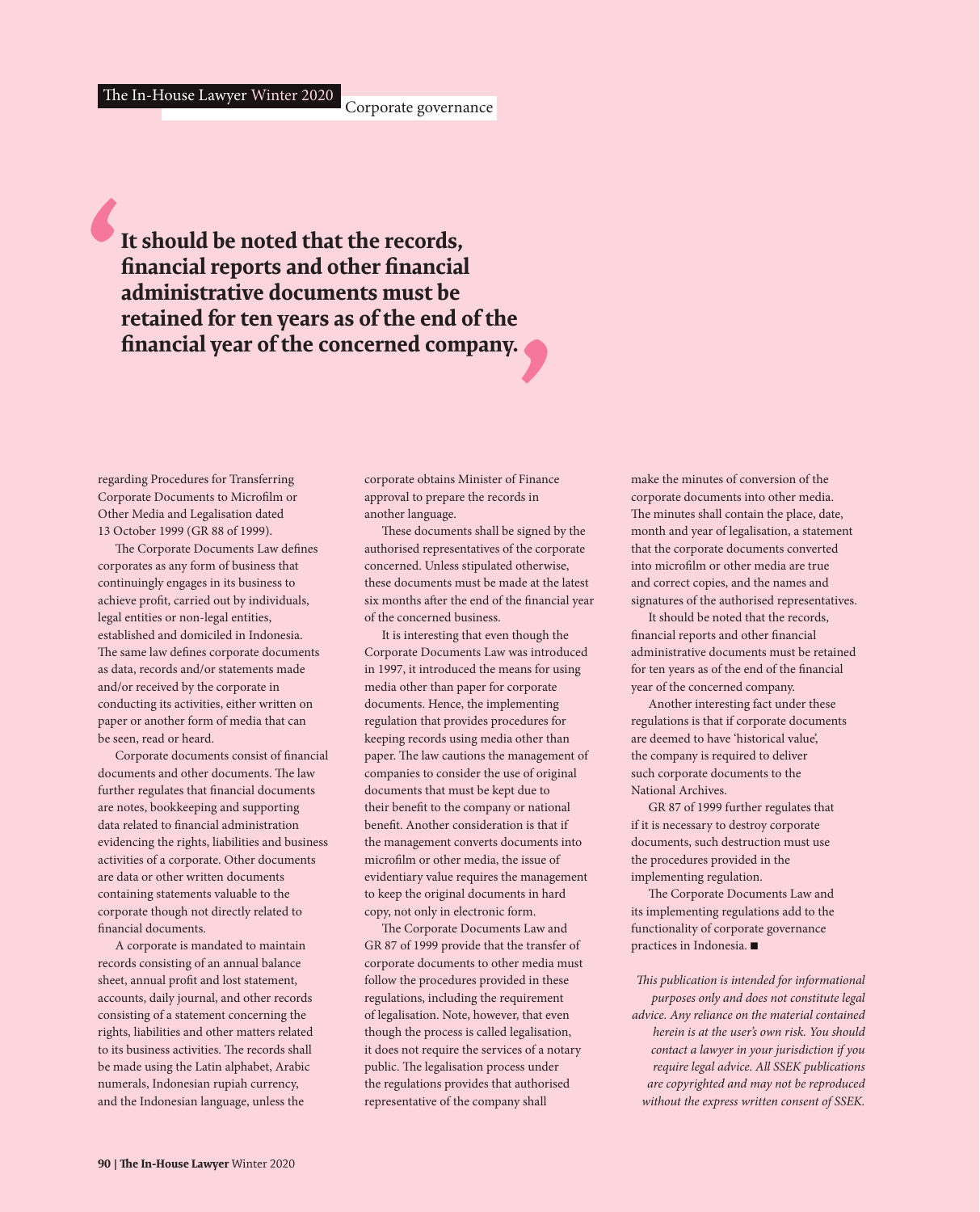> **It should be noted that the records, financial reports and other financial administrative documents must be retained for ten years as of the end of the financial year of the concerned company.**

regarding Procedures for Transferring Corporate Documents to Microfilm or Other Media and Legalisation dated 13 October 1999 (GR 88 of 1999).

The Corporate Documents Law defines corporates as any form of business that continuingly engages in its business to achieve profit, carried out by individuals, legal entities or non-legal entities, established and domiciled in Indonesia. The same law defines corporate documents as data, records and/or statements made and/or received by the corporate in conducting its activities, either written on paper or another form of media that can be seen, read or heard.

Corporate documents consist of financial documents and other documents. The law further regulates that financial documents are notes, bookkeeping and supporting data related to financial administration evidencing the rights, liabilities and business activities of a corporate. Other documents are data or other written documents containing statements valuable to the corporate though not directly related to financial documents.

A corporate is mandated to maintain records consisting of an annual balance sheet, annual profit and lost statement, accounts, daily journal, and other records consisting of a statement concerning the rights, liabilities and other matters related to its business activities. The records shall be made using the Latin alphabet, Arabic numerals, Indonesian rupiah currency, and the Indonesian language, unless the corporate obtains Minister of Finance approval to prepare the records in another language.

These documents shall be signed by the authorised representatives of the corporate concerned. Unless stipulated otherwise, these documents must be made at the latest six months after the end of the financial year of the concerned business.

It is interesting that even though the Corporate Documents Law was introduced in 1997, it introduced the means for using media other than paper for corporate documents. Hence, the implementing regulation that provides procedures for keeping records using media other than paper. The law cautions the management of companies to consider the use of original documents that must be kept due to their benefit to the company or national benefit. Another consideration is that if the management converts documents into microfilm or other media, the issue of evidentiary value requires the management to keep the original documents in hard copy, not only in electronic form.

The Corporate Documents Law and GR 87 of 1999 provide that the transfer of corporate documents to other media must follow the procedures provided in these regulations, including the requirement of legalisation. Note, however, that even though the process is called legalisation, it does not require the services of a notary public. The legalisation process under the regulations provides that authorised representative of the company shall make the minutes of conversion of the corporate documents into other media. The minutes shall contain the place, date, month and year of legalisation, a statement that the corporate documents converted into microfilm or other media are true and correct copies, and the names and signatures of the authorised representatives.

It should be noted that the records, financial reports and other financial administrative documents must be retained for ten years as of the end of the financial year of the concerned company.

Another interesting fact under these regulations is that if corporate documents are deemed to have 'historical value', the company is required to deliver such corporate documents to the National Archives.

GR 87 of 1999 further regulates that if it is necessary to destroy corporate documents, such destruction must use the procedures provided in the implementing regulation.

The Corporate Documents Law and its implementing regulations add to the functionality of corporate governance practices in Indonesia. ■

*This publication is intended for informational purposes only and does not constitute legal advice. Any reliance on the material contained herein is at the user's own risk. You should contact a lawyer in your jurisdiction if you require legal advice. All SSEK publications are copyrighted and may not be reproduced without the express written consent of SSEK.*